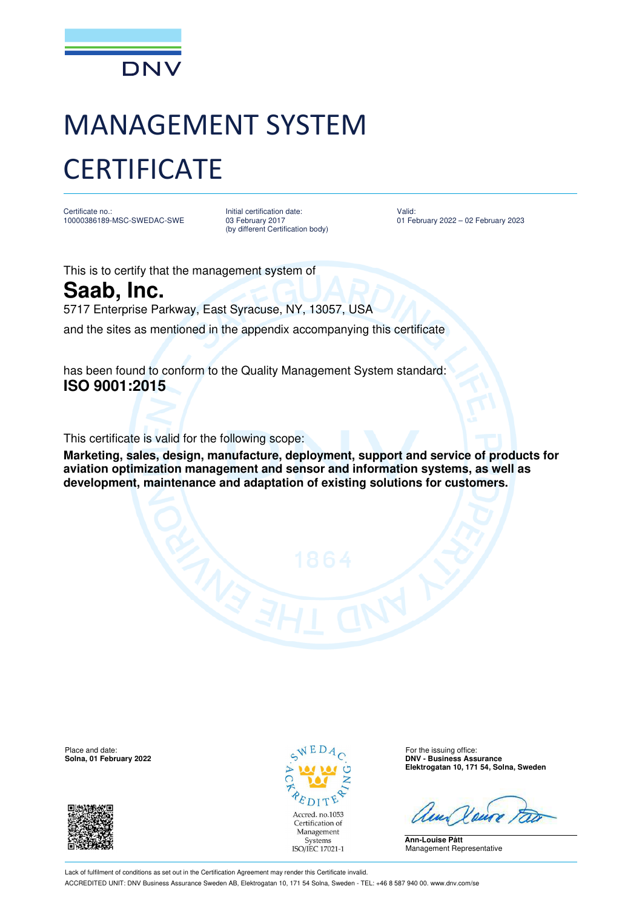DNV

# MANAGEMENT SYSTEM CERTIFICATE

| Certificate no.: | Initial certification date: | Valid: |
|---|---|---|
| 10000386189-MSC-SWEDAC-SWE | 03 February 2017 (by different Certification body) | 01 February 2022 – 02 February 2023 |

This is to certify that the management system of

## Saab, Inc.

5717 Enterprise Parkway, East Syracuse, NY, 13057, USA

and the sites as mentioned in the appendix accompanying this certificate

has been found to conform to the Quality Management System standard:

**ISO 9001:2015**

This certificate is valid for the following scope:

**Marketing, sales, design, manufacture, deployment, support and service of products for aviation optimization management and sensor and information systems, as well as development, maintenance and adaptation of existing solutions for customers.**

Place and date:
**Solna, 01 February 2022**

SWEDAC ACKREDITERING
Accred. no.1053
Certification of Management Systems
ISO/IEC 17021-1

For the issuing office:
**DNV - Business Assurance**
**Elektrogatan 10, 171 54, Solna, Sweden**

**Ann-Louise Pått**
Management Representative

Lack of fulfilment of conditions as set out in the Certification Agreement may render this Certificate invalid.

ACCREDITED UNIT: DNV Business Assurance Sweden AB, Elektrogatan 10, 171 54 Solna, Sweden - TEL: +46 8 587 940 00. www.dnv.com/se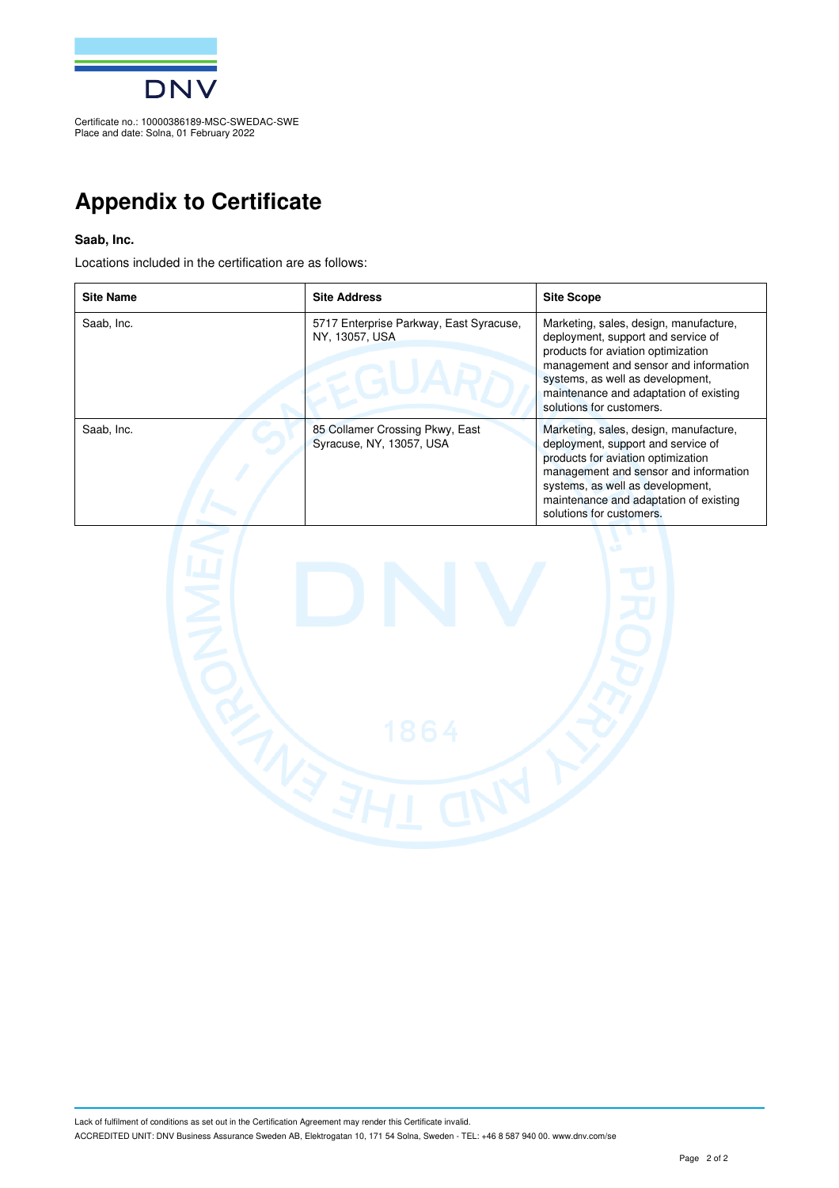Certificate no.: 10000386189-MSC-SWEDAC-SWE
Place and date: Solna, 01 February 2022

# Appendix to Certificate

**Saab, Inc.**

Locations included in the certification are as follows:

| Site Name | Site Address | Site Scope |
|---|---|---|
| Saab, Inc. | 5717 Enterprise Parkway, East Syracuse, NY, 13057, USA | Marketing, sales, design, manufacture, deployment, support and service of products for aviation optimization management and sensor and information systems, as well as development, maintenance and adaptation of existing solutions for customers. |
| Saab, Inc. | 85 Collamer Crossing Pkwy, East Syracuse, NY, 13057, USA | Marketing, sales, design, manufacture, deployment, support and service of products for aviation optimization management and sensor and information systems, as well as development, maintenance and adaptation of existing solutions for customers. |

Lack of fulfilment of conditions as set out in the Certification Agreement may render this Certificate invalid.

ACCREDITED UNIT: DNV Business Assurance Sweden AB, Elektrogatan 10, 171 54 Solna, Sweden - TEL: +46 8 587 940 00. www.dnv.com/se